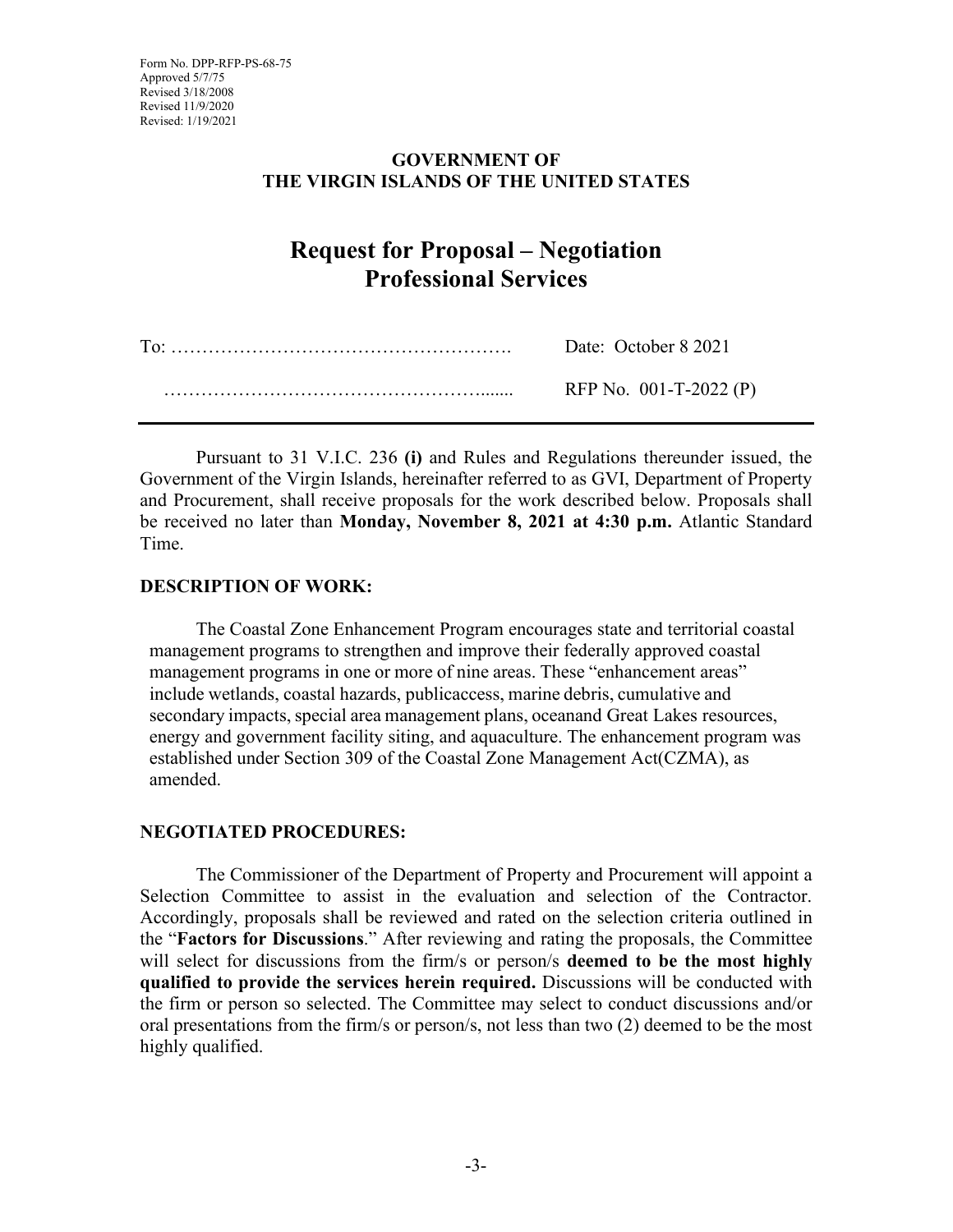Form No. DPP-RFP-PS-68-75
Approved 5/7/75
Revised 3/18/2008
Revised 11/9/2020
Revised: 1/19/2021

**GOVERNMENT OF**
**THE VIRGIN ISLANDS OF THE UNITED STATES**

# Request for Proposal – Negotiation Professional Services

| | |
|---|---|
| To: ………………………………………………. | Date: October 8 2021 |
| ……………………………………………....... | RFP No. 001-T-2022 (P) |

Pursuant to 31 V.I.C. 236 **(i)** and Rules and Regulations thereunder issued, the Government of the Virgin Islands, hereinafter referred to as GVI, Department of Property and Procurement, shall receive proposals for the work described below. Proposals shall be received no later than **Monday, November 8, 2021 at 4:30 p.m.** Atlantic Standard Time.

## DESCRIPTION OF WORK:

The Coastal Zone Enhancement Program encourages state and territorial coastal management programs to strengthen and improve their federally approved coastal management programs in one or more of nine areas. These "enhancement areas" include wetlands, coastal hazards, publicaccess, marine debris, cumulative and secondary impacts, special area management plans, oceanand Great Lakes resources, energy and government facility siting, and aquaculture. The enhancement program was established under Section 309 of the Coastal Zone Management Act(CZMA), as amended.

## NEGOTIATED PROCEDURES:

The Commissioner of the Department of Property and Procurement will appoint a Selection Committee to assist in the evaluation and selection of the Contractor. Accordingly, proposals shall be reviewed and rated on the selection criteria outlined in the "**Factors for Discussions**." After reviewing and rating the proposals, the Committee will select for discussions from the firm/s or person/s **deemed to be the most highly qualified to provide the services herein required.** Discussions will be conducted with the firm or person so selected. The Committee may select to conduct discussions and/or oral presentations from the firm/s or person/s, not less than two (2) deemed to be the most highly qualified.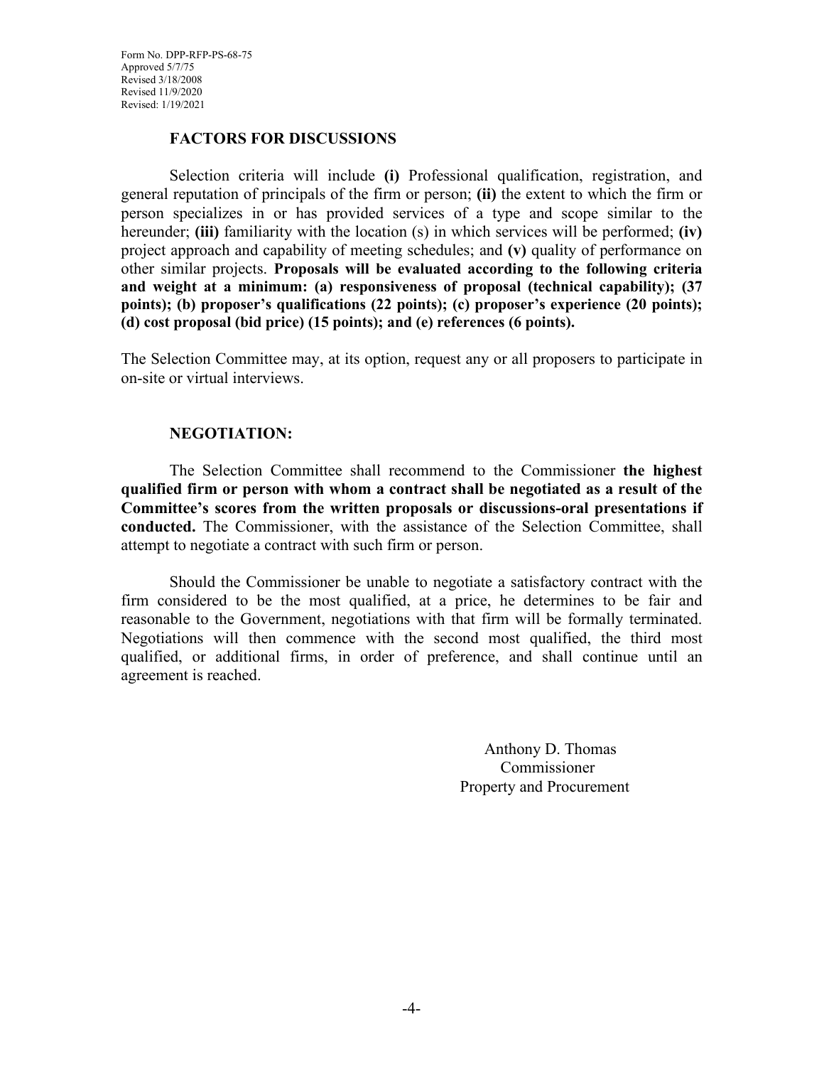Form No. DPP-RFP-PS-68-75
Approved 5/7/75
Revised 3/18/2008
Revised 11/9/2020
Revised: 1/19/2021

## FACTORS FOR DISCUSSIONS

Selection criteria will include **(i)** Professional qualification, registration, and general reputation of principals of the firm or person; **(ii)** the extent to which the firm or person specializes in or has provided services of a type and scope similar to the hereunder; **(iii)** familiarity with the location (s) in which services will be performed; **(iv)** project approach and capability of meeting schedules; and **(v)** quality of performance on other similar projects. **Proposals will be evaluated according to the following criteria and weight at a minimum: (a) responsiveness of proposal (technical capability); (37 points); (b) proposer's qualifications (22 points); (c) proposer's experience (20 points); (d) cost proposal (bid price) (15 points); and (e) references (6 points).**

The Selection Committee may, at its option, request any or all proposers to participate in on-site or virtual interviews.

## NEGOTIATION:

The Selection Committee shall recommend to the Commissioner **the highest qualified firm or person with whom a contract shall be negotiated as a result of the Committee's scores from the written proposals or discussions-oral presentations if conducted.** The Commissioner, with the assistance of the Selection Committee, shall attempt to negotiate a contract with such firm or person.

Should the Commissioner be unable to negotiate a satisfactory contract with the firm considered to be the most qualified, at a price, he determines to be fair and reasonable to the Government, negotiations with that firm will be formally terminated. Negotiations will then commence with the second most qualified, the third most qualified, or additional firms, in order of preference, and shall continue until an agreement is reached.

Anthony D. Thomas
Commissioner
Property and Procurement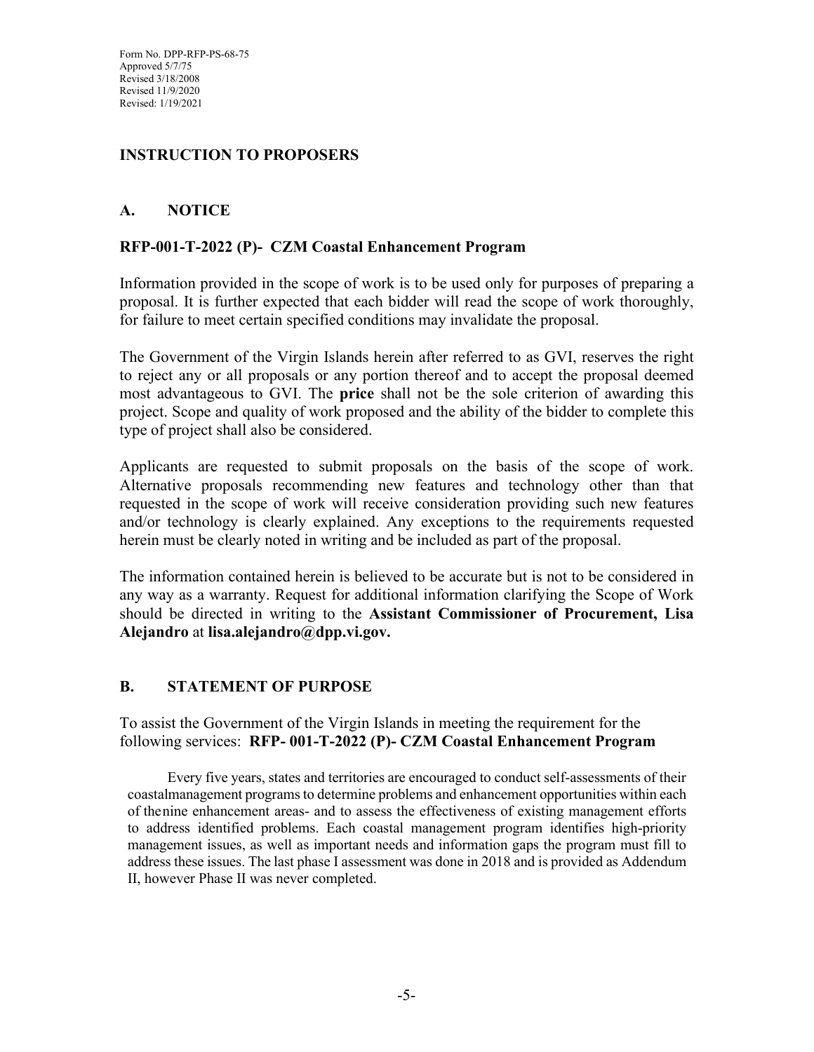Form No. DPP-RFP-PS-68-75
Approved 5/7/75
Revised 3/18/2008
Revised 11/9/2020
Revised: 1/19/2021

## INSTRUCTION TO PROPOSERS

### A. NOTICE

**RFP-001-T-2022 (P)- CZM Coastal Enhancement Program**

Information provided in the scope of work is to be used only for purposes of preparing a proposal. It is further expected that each bidder will read the scope of work thoroughly, for failure to meet certain specified conditions may invalidate the proposal.

The Government of the Virgin Islands herein after referred to as GVI, reserves the right to reject any or all proposals or any portion thereof and to accept the proposal deemed most advantageous to GVI. The **price** shall not be the sole criterion of awarding this project. Scope and quality of work proposed and the ability of the bidder to complete this type of project shall also be considered.

Applicants are requested to submit proposals on the basis of the scope of work. Alternative proposals recommending new features and technology other than that requested in the scope of work will receive consideration providing such new features and/or technology is clearly explained. Any exceptions to the requirements requested herein must be clearly noted in writing and be included as part of the proposal.

The information contained herein is believed to be accurate but is not to be considered in any way as a warranty. Request for additional information clarifying the Scope of Work should be directed in writing to the **Assistant Commissioner of Procurement, Lisa Alejandro** at **lisa.alejandro@dpp.vi.gov.**

### B. STATEMENT OF PURPOSE

To assist the Government of the Virgin Islands in meeting the requirement for the following services: **RFP- 001-T-2022 (P)- CZM Coastal Enhancement Program**

Every five years, states and territories are encouraged to conduct self-assessments of their coastalmanagement programs to determine problems and enhancement opportunities within each of thenine enhancement areas- and to assess the effectiveness of existing management efforts to address identified problems. Each coastal management program identifies high-priority management issues, as well as important needs and information gaps the program must fill to address these issues. The last phase I assessment was done in 2018 and is provided as Addendum II, however Phase II was never completed.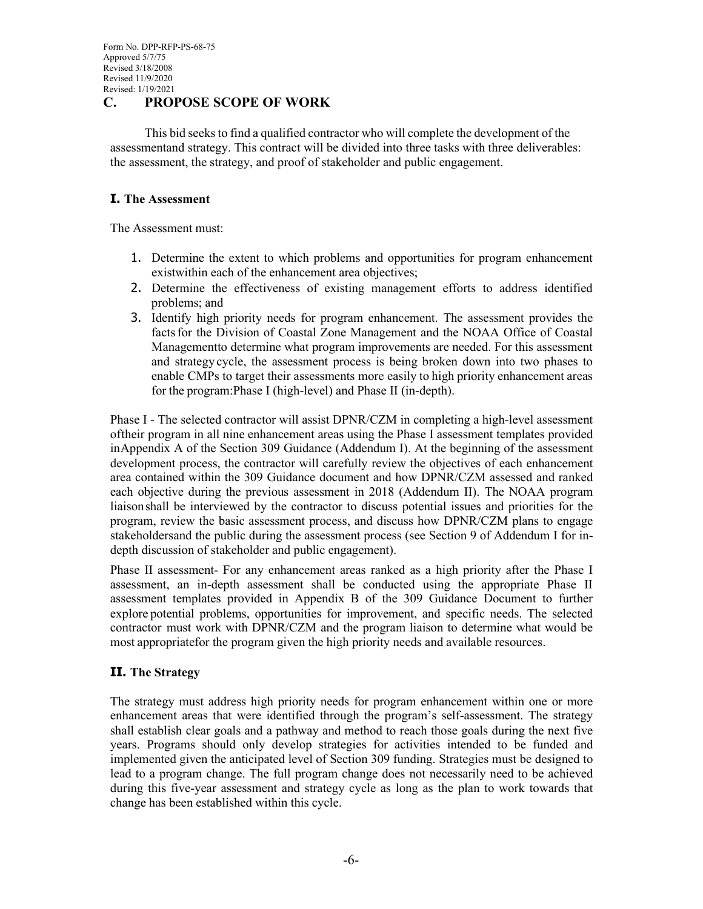## C. PROPOSE SCOPE OF WORK

This bid seeks to find a qualified contractor who will complete the development of the assessmentand strategy. This contract will be divided into three tasks with three deliverables: the assessment, the strategy, and proof of stakeholder and public engagement.

### I. The Assessment

The Assessment must:

1. Determine the extent to which problems and opportunities for program enhancement existwithin each of the enhancement area objectives;
2. Determine the effectiveness of existing management efforts to address identified problems; and
3. Identify high priority needs for program enhancement. The assessment provides the factsfor the Division of Coastal Zone Management and the NOAA Office of Coastal Managementto determine what program improvements are needed. For this assessment and strategycycle, the assessment process is being broken down into two phases to enable CMPs to target their assessments more easily to high priority enhancement areas for the program:Phase I (high-level) and Phase II (in-depth).

Phase I - The selected contractor will assist DPNR/CZM in completing a high-level assessment oftheir program in all nine enhancement areas using the Phase I assessment templates provided inAppendix A of the Section 309 Guidance (Addendum I). At the beginning of the assessment development process, the contractor will carefully review the objectives of each enhancement area contained within the 309 Guidance document and how DPNR/CZM assessed and ranked each objective during the previous assessment in 2018 (Addendum II). The NOAA program liaisonshall be interviewed by the contractor to discuss potential issues and priorities for the program, review the basic assessment process, and discuss how DPNR/CZM plans to engage stakeholdersand the public during the assessment process (see Section 9 of Addendum I for in-depth discussion of stakeholder and public engagement).

Phase II assessment- For any enhancement areas ranked as a high priority after the Phase I assessment, an in-depth assessment shall be conducted using the appropriate Phase II assessment templates provided in Appendix B of the 309 Guidance Document to further explore potential problems, opportunities for improvement, and specific needs. The selected contractor must work with DPNR/CZM and the program liaison to determine what would be most appropriatefor the program given the high priority needs and available resources.

### II. The Strategy

The strategy must address high priority needs for program enhancement within one or more enhancement areas that were identified through the program's self-assessment. The strategy shall establish clear goals and a pathway and method to reach those goals during the next five years. Programs should only develop strategies for activities intended to be funded and implemented given the anticipated level of Section 309 funding. Strategies must be designed to lead to a program change. The full program change does not necessarily need to be achieved during this five-year assessment and strategy cycle as long as the plan to work towards that change has been established within this cycle.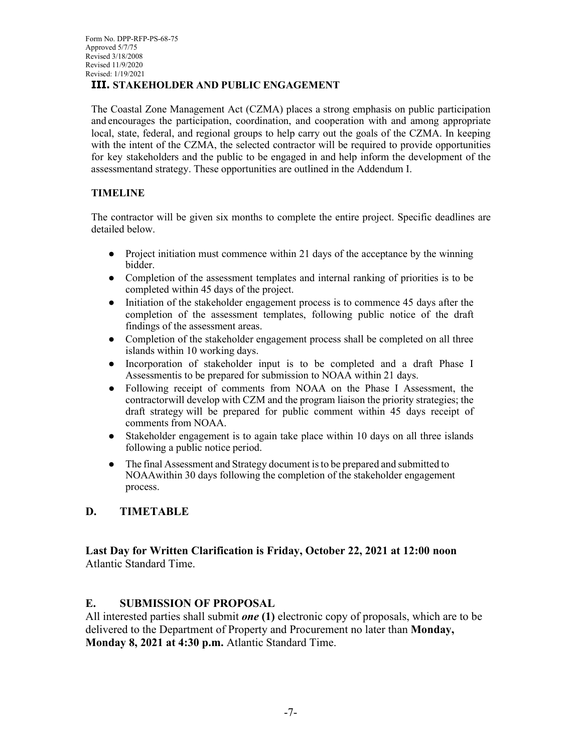### III. STAKEHOLDER AND PUBLIC ENGAGEMENT

The Coastal Zone Management Act (CZMA) places a strong emphasis on public participation and encourages the participation, coordination, and cooperation with and among appropriate local, state, federal, and regional groups to help carry out the goals of the CZMA. In keeping with the intent of the CZMA, the selected contractor will be required to provide opportunities for key stakeholders and the public to be engaged in and help inform the development of the assessmentand strategy. These opportunities are outlined in the Addendum I.

**TIMELINE**

The contractor will be given six months to complete the entire project. Specific deadlines are detailed below.

- Project initiation must commence within 21 days of the acceptance by the winning bidder.
- Completion of the assessment templates and internal ranking of priorities is to be completed within 45 days of the project.
- Initiation of the stakeholder engagement process is to commence 45 days after the completion of the assessment templates, following public notice of the draft findings of the assessment areas.
- Completion of the stakeholder engagement process shall be completed on all three islands within 10 working days.
- Incorporation of stakeholder input is to be completed and a draft Phase I Assessmentis to be prepared for submission to NOAA within 21 days.
- Following receipt of comments from NOAA on the Phase I Assessment, the contractorwill develop with CZM and the program liaison the priority strategies; the draft strategy will be prepared for public comment within 45 days receipt of comments from NOAA.
- Stakeholder engagement is to again take place within 10 days on all three islands following a public notice period.
- The final Assessment and Strategy document is to be prepared and submitted to NOAAwithin 30 days following the completion of the stakeholder engagement process.

## D. TIMETABLE

**Last Day for Written Clarification is Friday, October 22, 2021 at 12:00 noon** Atlantic Standard Time.

## E. SUBMISSION OF PROPOSAL

All interested parties shall submit ***one*** **(1)** electronic copy of proposals, which are to be delivered to the Department of Property and Procurement no later than **Monday, Monday 8, 2021 at 4:30 p.m.** Atlantic Standard Time.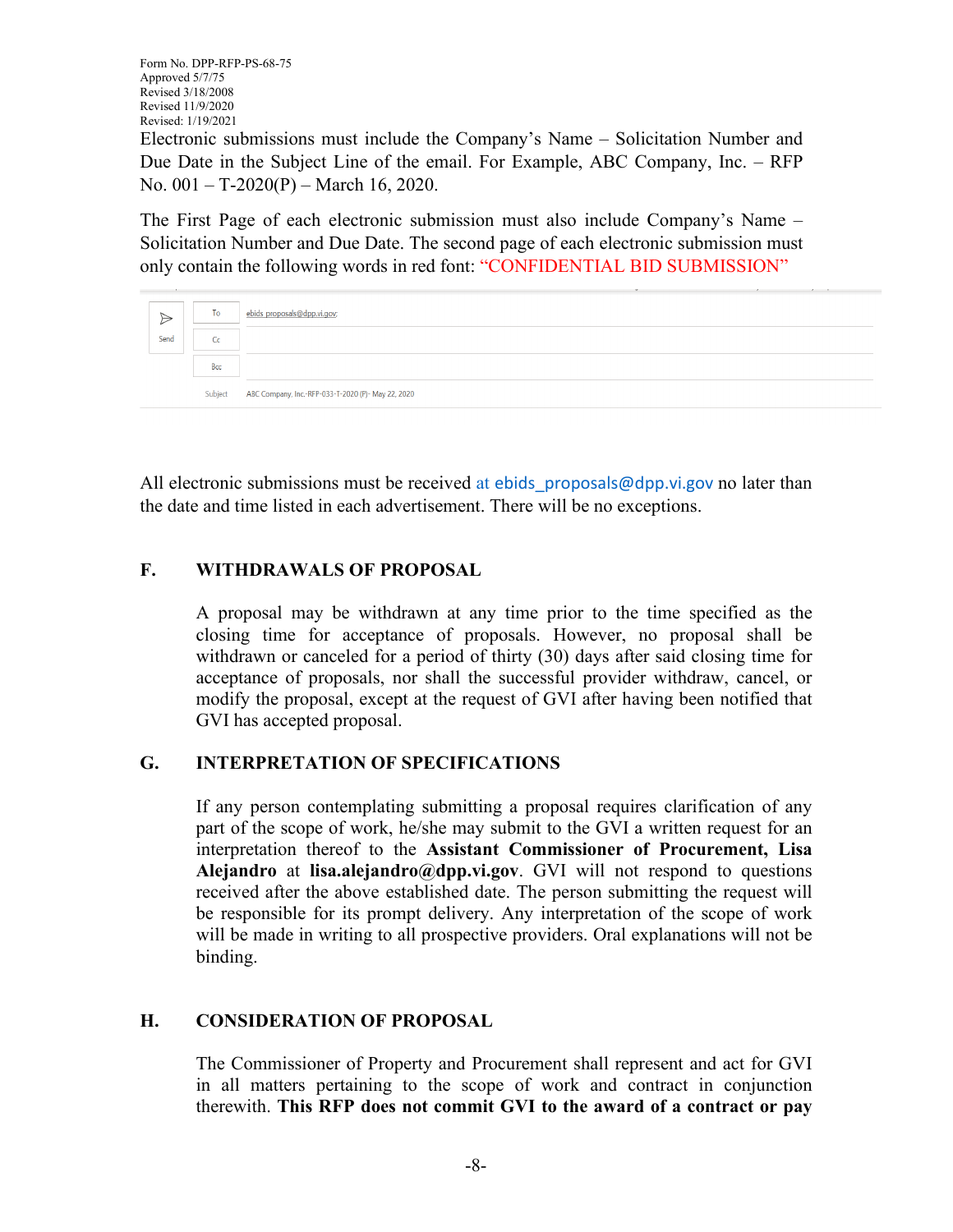Form No. DPP-RFP-PS-68-75
Approved 5/7/75
Revised 3/18/2008
Revised 11/9/2020
Revised: 1/19/2021

Electronic submissions must include the Company's Name – Solicitation Number and Due Date in the Subject Line of the email. For Example, ABC Company, Inc. – RFP No. 001 – T-2020(P) – March 16, 2020.

The First Page of each electronic submission must also include Company's Name – Solicitation Number and Due Date. The second page of each electronic submission must only contain the following words in red font: "CONFIDENTIAL BID SUBMISSION"

| | | |
|---|---|---|
| Send | To | ebids proposals@dpp.vi.gov; |
| | Cc | |
| | Bcc | |
| | Subject | ABC Company, Inc.-RFP-033-T-2020 (P)- May 22, 2020 |

All electronic submissions must be received at ebids_proposals@dpp.vi.gov no later than the date and time listed in each advertisement. There will be no exceptions.

## F. WITHDRAWALS OF PROPOSAL

A proposal may be withdrawn at any time prior to the time specified as the closing time for acceptance of proposals. However, no proposal shall be withdrawn or canceled for a period of thirty (30) days after said closing time for acceptance of proposals, nor shall the successful provider withdraw, cancel, or modify the proposal, except at the request of GVI after having been notified that GVI has accepted proposal.

## G. INTERPRETATION OF SPECIFICATIONS

If any person contemplating submitting a proposal requires clarification of any part of the scope of work, he/she may submit to the GVI a written request for an interpretation thereof to the **Assistant Commissioner of Procurement, Lisa Alejandro** at **lisa.alejandro@dpp.vi.gov**. GVI will not respond to questions received after the above established date. The person submitting the request will be responsible for its prompt delivery. Any interpretation of the scope of work will be made in writing to all prospective providers. Oral explanations will not be binding.

## H. CONSIDERATION OF PROPOSAL

The Commissioner of Property and Procurement shall represent and act for GVI in all matters pertaining to the scope of work and contract in conjunction therewith. **This RFP does not commit GVI to the award of a contract or pay**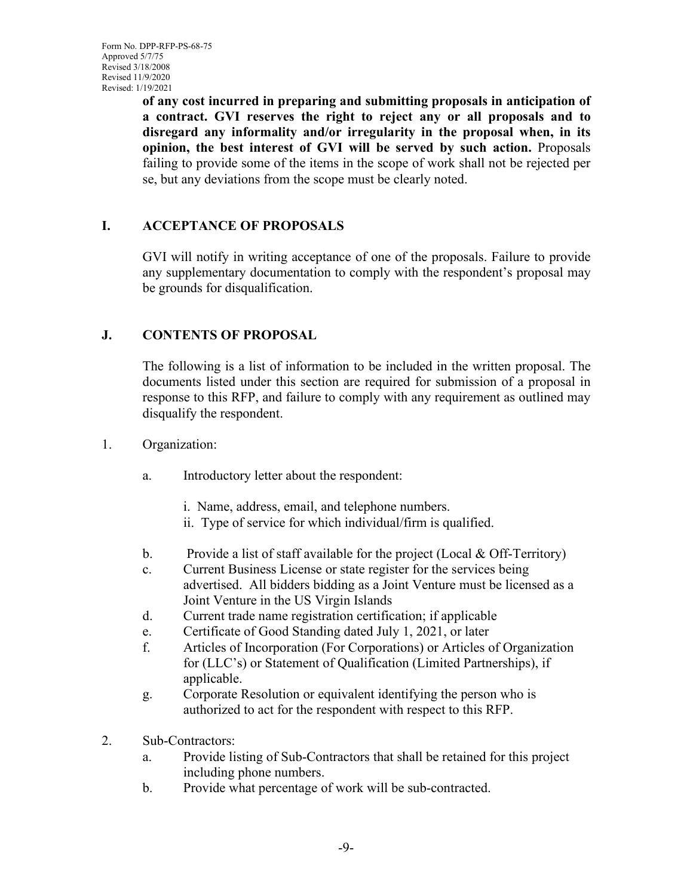**of any cost incurred in preparing and submitting proposals in anticipation of a contract. GVI reserves the right to reject any or all proposals and to disregard any informality and/or irregularity in the proposal when, in its opinion, the best interest of GVI will be served by such action.** Proposals failing to provide some of the items in the scope of work shall not be rejected per se, but any deviations from the scope must be clearly noted.

## I. ACCEPTANCE OF PROPOSALS

GVI will notify in writing acceptance of one of the proposals. Failure to provide any supplementary documentation to comply with the respondent's proposal may be grounds for disqualification.

## J. CONTENTS OF PROPOSAL

The following is a list of information to be included in the written proposal. The documents listed under this section are required for submission of a proposal in response to this RFP, and failure to comply with any requirement as outlined may disqualify the respondent.

1. Organization:

   a. Introductory letter about the respondent:

      i. Name, address, email, and telephone numbers.
      ii. Type of service for which individual/firm is qualified.

   b. Provide a list of staff available for the project (Local & Off-Territory)
   c. Current Business License or state register for the services being advertised. All bidders bidding as a Joint Venture must be licensed as a Joint Venture in the US Virgin Islands
   d. Current trade name registration certification; if applicable
   e. Certificate of Good Standing dated July 1, 2021, or later
   f. Articles of Incorporation (For Corporations) or Articles of Organization for (LLC's) or Statement of Qualification (Limited Partnerships), if applicable.
   g. Corporate Resolution or equivalent identifying the person who is authorized to act for the respondent with respect to this RFP.

2. Sub-Contractors:
   a. Provide listing of Sub-Contractors that shall be retained for this project including phone numbers.
   b. Provide what percentage of work will be sub-contracted.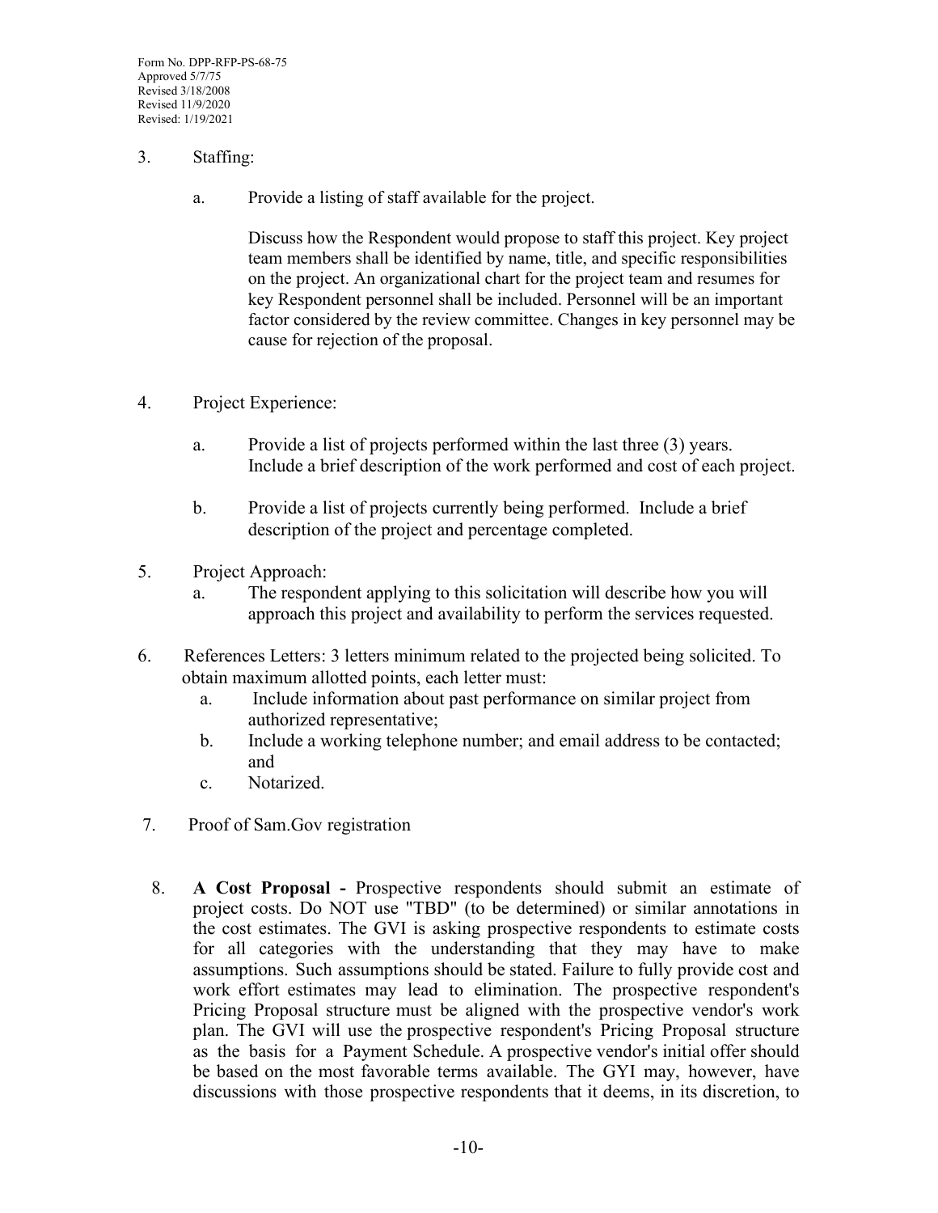3. Staffing:

   a. Provide a listing of staff available for the project.

      Discuss how the Respondent would propose to staff this project. Key project team members shall be identified by name, title, and specific responsibilities on the project. An organizational chart for the project team and resumes for key Respondent personnel shall be included. Personnel will be an important factor considered by the review committee. Changes in key personnel may be cause for rejection of the proposal.

4. Project Experience:

   a. Provide a list of projects performed within the last three (3) years. Include a brief description of the work performed and cost of each project.

   b. Provide a list of projects currently being performed. Include a brief description of the project and percentage completed.

5. Project Approach:
   a. The respondent applying to this solicitation will describe how you will approach this project and availability to perform the services requested.

6. References Letters: 3 letters minimum related to the projected being solicited. To obtain maximum allotted points, each letter must:
   a. Include information about past performance on similar project from authorized representative;
   b. Include a working telephone number; and email address to be contacted; and
   c. Notarized.

7. Proof of Sam.Gov registration

8. **A Cost Proposal -** Prospective respondents should submit an estimate of project costs. Do NOT use "TBD" (to be determined) or similar annotations in the cost estimates. The GVI is asking prospective respondents to estimate costs for all categories with the understanding that they may have to make assumptions. Such assumptions should be stated. Failure to fully provide cost and work effort estimates may lead to elimination. The prospective respondent's Pricing Proposal structure must be aligned with the prospective vendor's work plan. The GVI will use the prospective respondent's Pricing Proposal structure as the basis for a Payment Schedule. A prospective vendor's initial offer should be based on the most favorable terms available. The GYI may, however, have discussions with those prospective respondents that it deems, in its discretion, to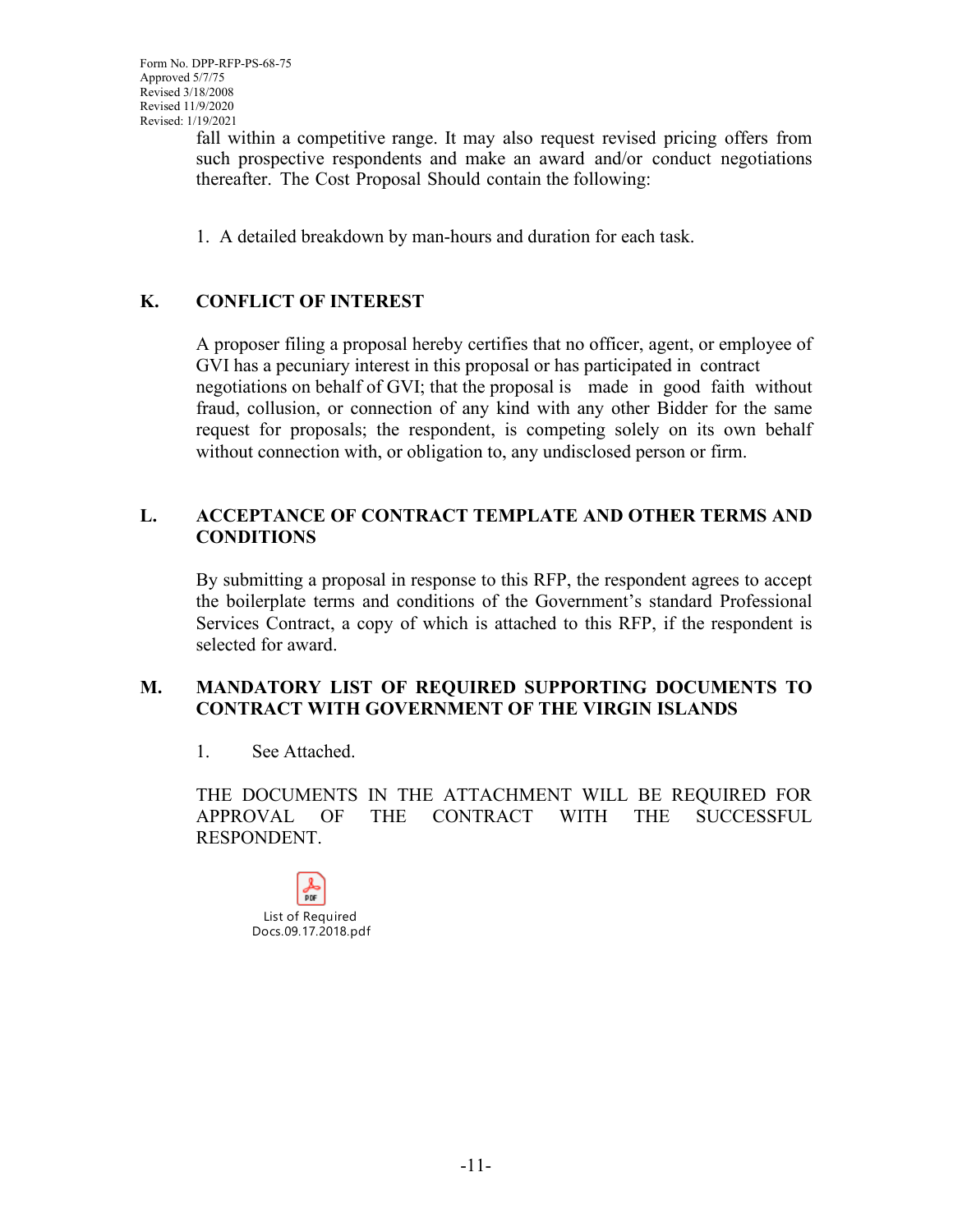fall within a competitive range. It may also request revised pricing offers from such prospective respondents and make an award and/or conduct negotiations thereafter. The Cost Proposal Should contain the following:

1. A detailed breakdown by man-hours and duration for each task.

## K. CONFLICT OF INTEREST

A proposer filing a proposal hereby certifies that no officer, agent, or employee of GVI has a pecuniary interest in this proposal or has participated in contract negotiations on behalf of GVI; that the proposal is made in good faith without fraud, collusion, or connection of any kind with any other Bidder for the same request for proposals; the respondent, is competing solely on its own behalf without connection with, or obligation to, any undisclosed person or firm.

## L. ACCEPTANCE OF CONTRACT TEMPLATE AND OTHER TERMS AND CONDITIONS

By submitting a proposal in response to this RFP, the respondent agrees to accept the boilerplate terms and conditions of the Government's standard Professional Services Contract, a copy of which is attached to this RFP, if the respondent is selected for award.

## M. MANDATORY LIST OF REQUIRED SUPPORTING DOCUMENTS TO CONTRACT WITH GOVERNMENT OF THE VIRGIN ISLANDS

1. See Attached.

THE DOCUMENTS IN THE ATTACHMENT WILL BE REQUIRED FOR APPROVAL OF THE CONTRACT WITH THE SUCCESSFUL RESPONDENT.

List of Required Docs.09.17.2018.pdf